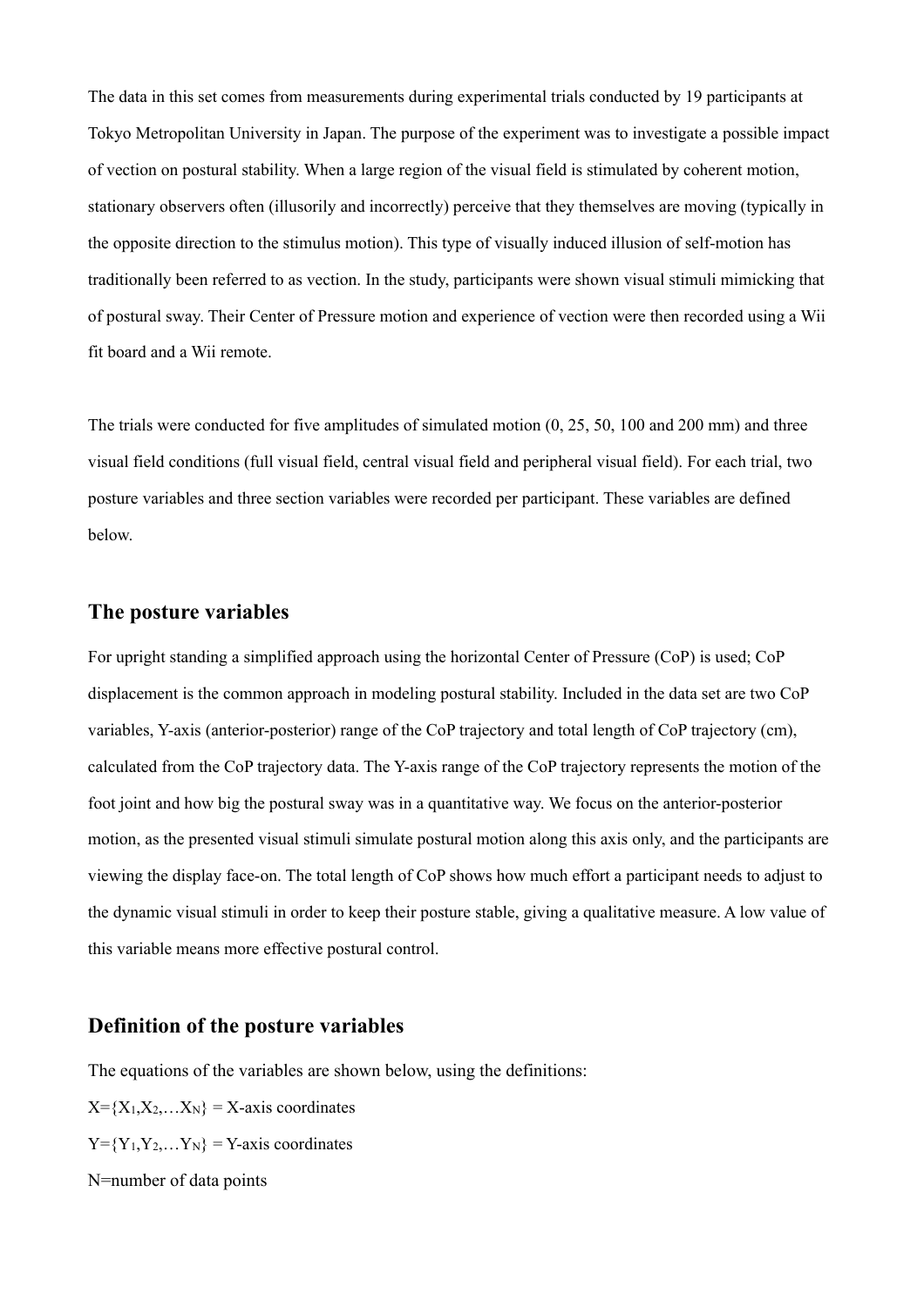The data in this set comes from measurements during experimental trials conducted by 19 participants at Tokyo Metropolitan University in Japan. The purpose of the experiment was to investigate a possible impact of vection on postural stability. When a large region of the visual field is stimulated by coherent motion, stationary observers often (illusorily and incorrectly) perceive that they themselves are moving (typically in the opposite direction to the stimulus motion). This type of visually induced illusion of self-motion has traditionally been referred to as vection. In the study, participants were shown visual stimuli mimicking that of postural sway. Their Center of Pressure motion and experience of vection were then recorded using a Wii fit board and a Wii remote.

The trials were conducted for five amplitudes of simulated motion (0, 25, 50, 100 and 200 mm) and three visual field conditions (full visual field, central visual field and peripheral visual field). For each trial, two posture variables and three section variables were recorded per participant. These variables are defined below.

## The posture variables

For upright standing a simplified approach using the horizontal Center of Pressure (CoP) is used; CoP displacement is the common approach in modeling postural stability. Included in the data set are two CoP variables, Y-axis (anterior-posterior) range of the CoP trajectory and total length of CoP trajectory (cm), calculated from the CoP trajectory data. The Y-axis range of the CoP trajectory represents the motion of the foot joint and how big the postural sway was in a quantitative way. We focus on the anterior-posterior motion, as the presented visual stimuli simulate postural motion along this axis only, and the participants are viewing the display face-on. The total length of CoP shows how much effort a participant needs to adjust to the dynamic visual stimuli in order to keep their posture stable, giving a qualitative measure. A low value of this variable means more effective postural control.

## Definition of the posture variables

The equations of the variables are shown below, using the definitions:

$X=\{X_1,X_2,\ldots X_N\}$ = X-axis coordinates

$Y=\{Y_1,Y_2,\ldots Y_N\}$ = Y-axis coordinates

N=number of data points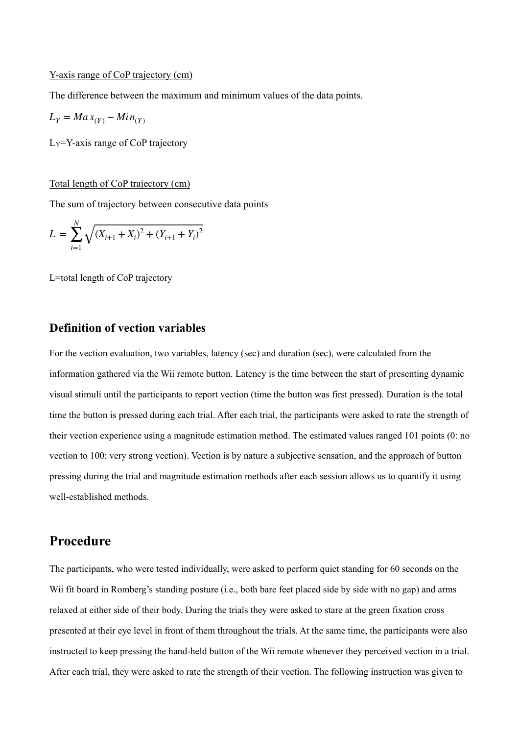Y-axis range of CoP trajectory (cm)

The difference between the maximum and minimum values of the data points.

$$L_Y = Max_{(Y)} - Min_{(Y)}$$

$L_Y$=Y-axis range of CoP trajectory

Total length of CoP trajectory (cm)

The sum of trajectory between consecutive data points

$$L = \sum_{i=1}^{N} \sqrt{(X_{i+1} + X_i)^2 + (Y_{i+1} + Y_i)^2}$$

L=total length of CoP trajectory

### Definition of vection variables

For the vection evaluation, two variables, latency (sec) and duration (sec), were calculated from the information gathered via the Wii remote button. Latency is the time between the start of presenting dynamic visual stimuli until the participants to report vection (time the button was first pressed). Duration is the total time the button is pressed during each trial. After each trial, the participants were asked to rate the strength of their vection experience using a magnitude estimation method. The estimated values ranged 101 points (0: no vection to 100: very strong vection). Vection is by nature a subjective sensation, and the approach of button pressing during the trial and magnitude estimation methods after each session allows us to quantify it using well-established methods.

## Procedure

The participants, who were tested individually, were asked to perform quiet standing for 60 seconds on the Wii fit board in Romberg's standing posture (i.e., both bare feet placed side by side with no gap) and arms relaxed at either side of their body. During the trials they were asked to stare at the green fixation cross presented at their eye level in front of them throughout the trials. At the same time, the participants were also instructed to keep pressing the hand-held button of the Wii remote whenever they perceived vection in a trial. After each trial, they were asked to rate the strength of their vection. The following instruction was given to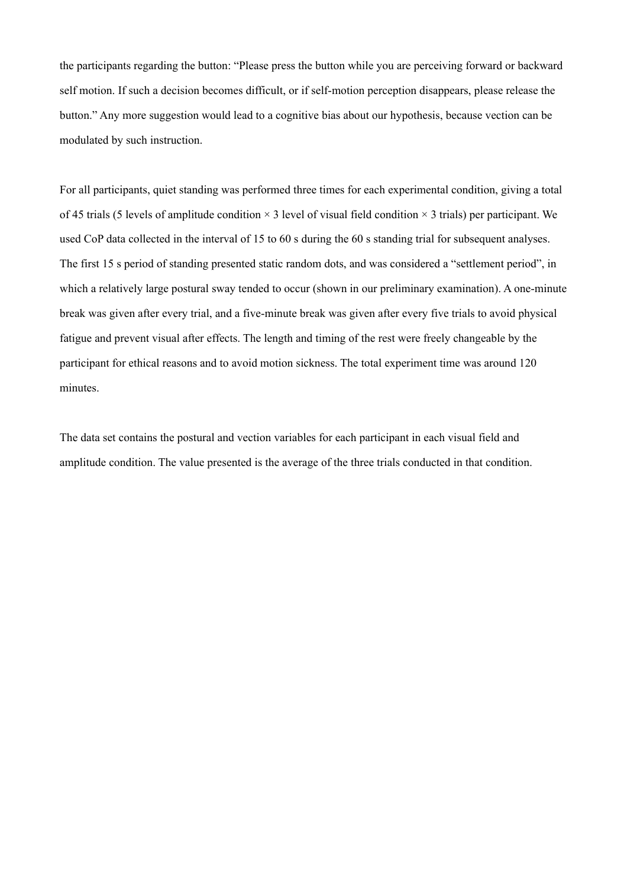the participants regarding the button: “Please press the button while you are perceiving forward or backward self motion. If such a decision becomes difficult, or if self-motion perception disappears, please release the button.” Any more suggestion would lead to a cognitive bias about our hypothesis, because vection can be modulated by such instruction.

For all participants, quiet standing was performed three times for each experimental condition, giving a total of 45 trials (5 levels of amplitude condition × 3 level of visual field condition × 3 trials) per participant. We used CoP data collected in the interval of 15 to 60 s during the 60 s standing trial for subsequent analyses. The first 15 s period of standing presented static random dots, and was considered a “settlement period”, in which a relatively large postural sway tended to occur (shown in our preliminary examination). A one-minute break was given after every trial, and a five-minute break was given after every five trials to avoid physical fatigue and prevent visual after effects. The length and timing of the rest were freely changeable by the participant for ethical reasons and to avoid motion sickness. The total experiment time was around 120 minutes.

The data set contains the postural and vection variables for each participant in each visual field and amplitude condition. The value presented is the average of the three trials conducted in that condition.